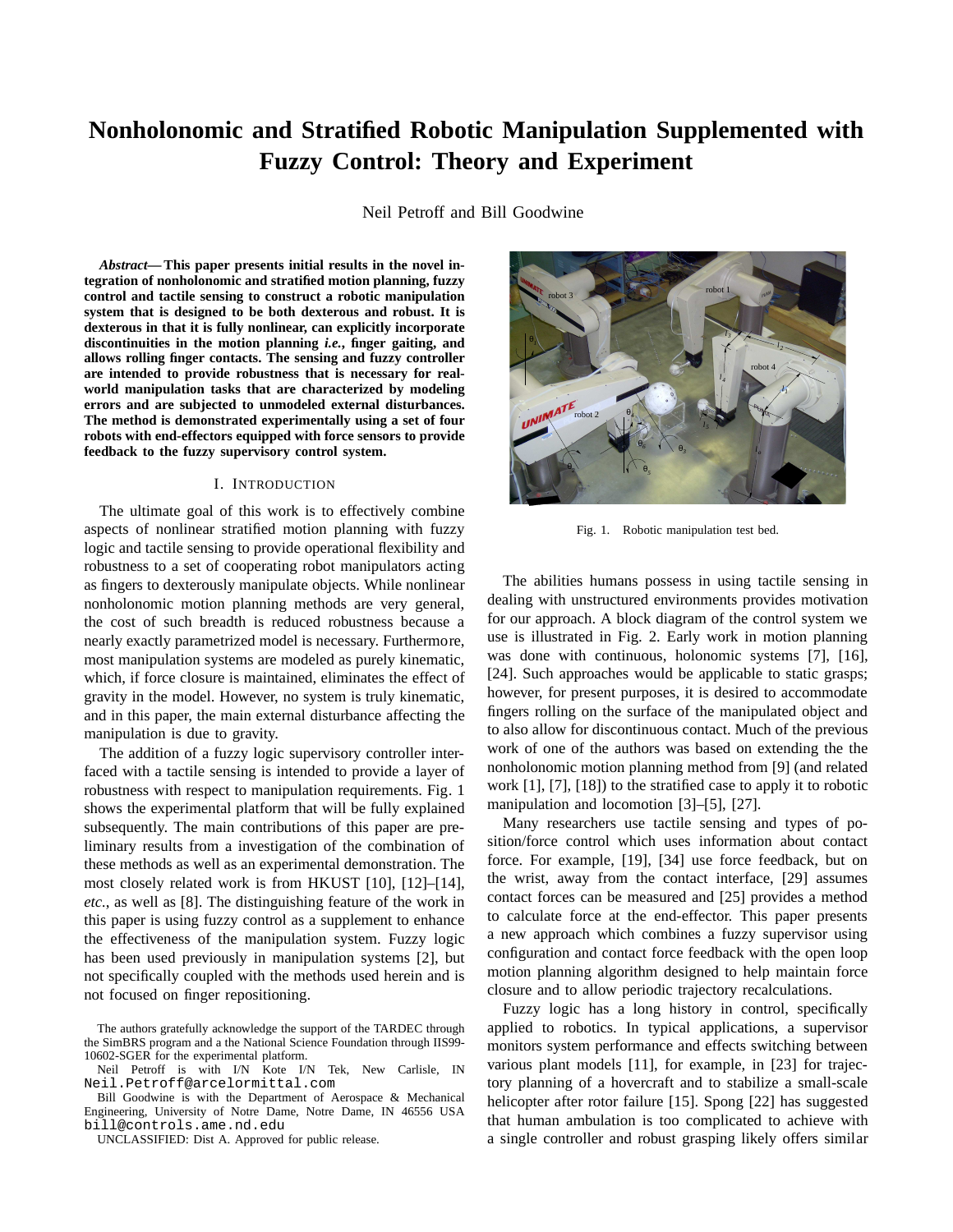# Nonholonomic and Stratified Robotic Manipulation Supplemented with Fuzzy Control: Theory and Experiment

Neil Petroff and Bill Goodwine

***Abstract*— This paper presents initial results in the novel integration of nonholonomic and stratified motion planning, fuzzy control and tactile sensing to construct a robotic manipulation system that is designed to be both dexterous and robust. It is dexterous in that it is fully nonlinear, can explicitly incorporate discontinuities in the motion planning *i.e.*, finger gaiting, and allows rolling finger contacts. The sensing and fuzzy controller are intended to provide robustness that is necessary for real-world manipulation tasks that are characterized by modeling errors and are subjected to unmodeled external disturbances. The method is demonstrated experimentally using a set of four robots with end-effectors equipped with force sensors to provide feedback to the fuzzy supervisory control system.**

## I. Introduction

The ultimate goal of this work is to effectively combine aspects of nonlinear stratified motion planning with fuzzy logic and tactile sensing to provide operational flexibility and robustness to a set of cooperating robot manipulators acting as fingers to dexterously manipulate objects. While nonlinear nonholonomic motion planning methods are very general, the cost of such breadth is reduced robustness because a nearly exactly parametrized model is necessary. Furthermore, most manipulation systems are modeled as purely kinematic, which, if force closure is maintained, eliminates the effect of gravity in the model. However, no system is truly kinematic, and in this paper, the main external disturbance affecting the manipulation is due to gravity.

The addition of a fuzzy logic supervisory controller interfaced with a tactile sensing is intended to provide a layer of robustness with respect to manipulation requirements. Fig. 1 shows the experimental platform that will be fully explained subsequently. The main contributions of this paper are preliminary results from a investigation of the combination of these methods as well as an experimental demonstration. The most closely related work is from HKUST [10], [12]–[14], *etc.*, as well as [8]. The distinguishing feature of the work in this paper is using fuzzy control as a supplement to enhance the effectiveness of the manipulation system. Fuzzy logic has been used previously in manipulation systems [2], but not specifically coupled with the methods used herein and is not focused on finger repositioning.

The authors gratefully acknowledge the support of the TARDEC through the SimBRS program and a the National Science Foundation through IIS99-10602-SGER for the experimental platform.

Neil Petroff is with I/N Kote I/N Tek, New Carlisle, IN `Neil.Petroff@arcelormittal.com`

Bill Goodwine is with the Department of Aerospace & Mechanical Engineering, University of Notre Dame, Notre Dame, IN 46556 USA `bill@controls.ame.nd.edu`

UNCLASSIFIED: Dist A. Approved for public release.

Fig. 1. Robotic manipulation test bed.

The abilities humans possess in using tactile sensing in dealing with unstructured environments provides motivation for our approach. A block diagram of the control system we use is illustrated in Fig. 2. Early work in motion planning was done with continuous, holonomic systems [7], [16], [24]. Such approaches would be applicable to static grasps; however, for present purposes, it is desired to accommodate fingers rolling on the surface of the manipulated object and to also allow for discontinuous contact. Much of the previous work of one of the authors was based on extending the the nonholonomic motion planning method from [9] (and related work [1], [7], [18]) to the stratified case to apply it to robotic manipulation and locomotion [3]–[5], [27].

Many researchers use tactile sensing and types of position/force control which uses information about contact force. For example, [19], [34] use force feedback, but on the wrist, away from the contact interface, [29] assumes contact forces can be measured and [25] provides a method to calculate force at the end-effector. This paper presents a new approach which combines a fuzzy supervisor using configuration and contact force feedback with the open loop motion planning algorithm designed to help maintain force closure and to allow periodic trajectory recalculations.

Fuzzy logic has a long history in control, specifically applied to robotics. In typical applications, a supervisor monitors system performance and effects switching between various plant models [11], for example, in [23] for trajectory planning of a hovercraft and to stabilize a small-scale helicopter after rotor failure [15]. Spong [22] has suggested that human ambulation is too complicated to achieve with a single controller and robust grasping likely offers similar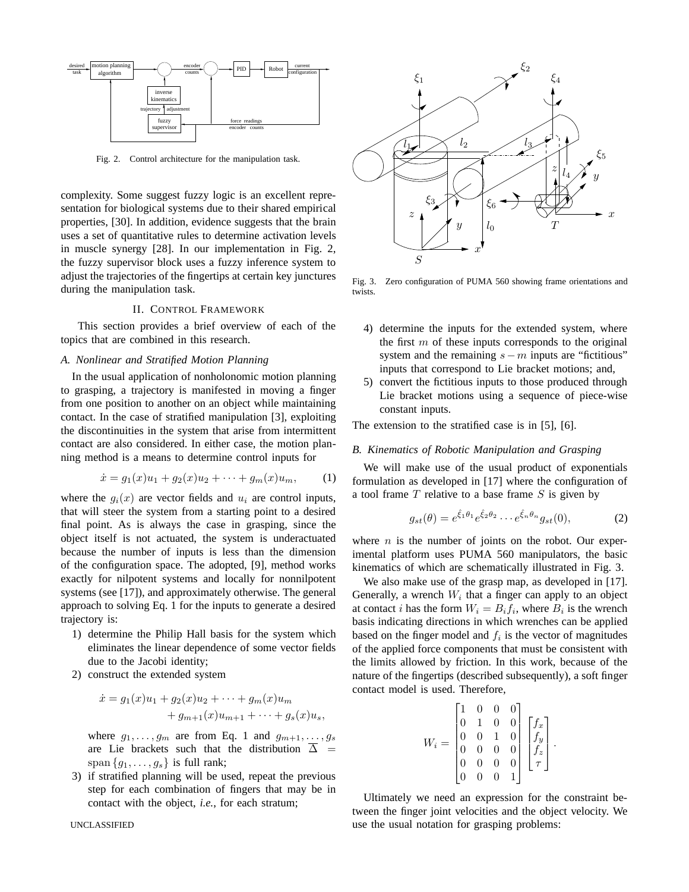Fig. 2. Control architecture for the manipulation task.

complexity. Some suggest fuzzy logic is an excellent representation for biological systems due to their shared empirical properties, [30]. In addition, evidence suggests that the brain uses a set of quantitative rules to determine activation levels in muscle synergy [28]. In our implementation in Fig. 2, the fuzzy supervisor block uses a fuzzy inference system to adjust the trajectories of the fingertips at certain key junctures during the manipulation task.

## II. Control Framework

This section provides a brief overview of each of the topics that are combined in this research.

### *A. Nonlinear and Stratified Motion Planning*

In the usual application of nonholonomic motion planning to grasping, a trajectory is manifested in moving a finger from one position to another on an object while maintaining contact. In the case of stratified manipulation [3], exploiting the discontinuities in the system that arise from intermittent contact are also considered. In either case, the motion planning method is a means to determine control inputs for

$$\dot{x} = g_1(x)u_1 + g_2(x)u_2 + \cdots + g_m(x)u_m, \qquad (1)$$

where the $g_i(x)$ are vector fields and $u_i$ are control inputs, that will steer the system from a starting point to a desired final point. As is always the case in grasping, since the object itself is not actuated, the system is underactuated because the number of inputs is less than the dimension of the configuration space. The adopted, [9], method works exactly for nilpotent systems and locally for nonnilpotent systems (see [17]), and approximately otherwise. The general approach to solving Eq. 1 for the inputs to generate a desired trajectory is:

1) determine the Philip Hall basis for the system which eliminates the linear dependence of some vector fields due to the Jacobi identity;
2) construct the extended system
$$\dot{x} = g_1(x)u_1 + g_2(x)u_2 + \cdots + g_m(x)u_m + g_{m+1}(x)u_{m+1} + \cdots + g_s(x)u_s,$$
where $g_1, \ldots, g_m$ are from Eq. 1 and $g_{m+1}, \ldots, g_s$ are Lie brackets such that the distribution $\overline{\Delta} = \text{span}\{g_1, \ldots, g_s\}$ is full rank;
3) if stratified planning will be used, repeat the previous step for each combination of fingers that may be in contact with the object, *i.e.*, for each stratum;
4) determine the inputs for the extended system, where the first $m$ of these inputs corresponds to the original system and the remaining $s - m$ inputs are "fictitious" inputs that correspond to Lie bracket motions; and,
5) convert the fictitious inputs to those produced through Lie bracket motions using a sequence of piece-wise constant inputs.

The extension to the stratified case is in [5], [6].

Fig. 3. Zero configuration of PUMA 560 showing frame orientations and twists.

### *B. Kinematics of Robotic Manipulation and Grasping*

We will make use of the usual product of exponentials formulation as developed in [17] where the configuration of a tool frame $T$ relative to a base frame $S$ is given by

$$g_{st}(\theta) = e^{\hat{\xi}_1 \theta_1} e^{\hat{\xi}_2 \theta_2} \cdots e^{\hat{\xi}_n \theta_n} g_{st}(0), \qquad (2)$$

where $n$ is the number of joints on the robot. Our experimental platform uses PUMA 560 manipulators, the basic kinematics of which are schematically illustrated in Fig. 3.

We also make use of the grasp map, as developed in [17]. Generally, a wrench $W_i$ that a finger can apply to an object at contact $i$ has the form $W_i = B_i f_i$, where $B_i$ is the wrench basis indicating directions in which wrenches can be applied based on the finger model and $f_i$ is the vector of magnitudes of the applied force components that must be consistent with the limits allowed by friction. In this work, because of the nature of the fingertips (described subsequently), a soft finger contact model is used. Therefore,

$$W_i = \begin{bmatrix} 1 & 0 & 0 & 0 \\ 0 & 1 & 0 & 0 \\ 0 & 0 & 1 & 0 \\ 0 & 0 & 0 & 0 \\ 0 & 0 & 0 & 0 \\ 0 & 0 & 0 & 1 \end{bmatrix} \begin{bmatrix} f_x \\ f_y \\ f_z \\ \tau \end{bmatrix}.$$

Ultimately we need an expression for the constraint between the finger joint velocities and the object velocity. We use the usual notation for grasping problems:

UNCLASSIFIED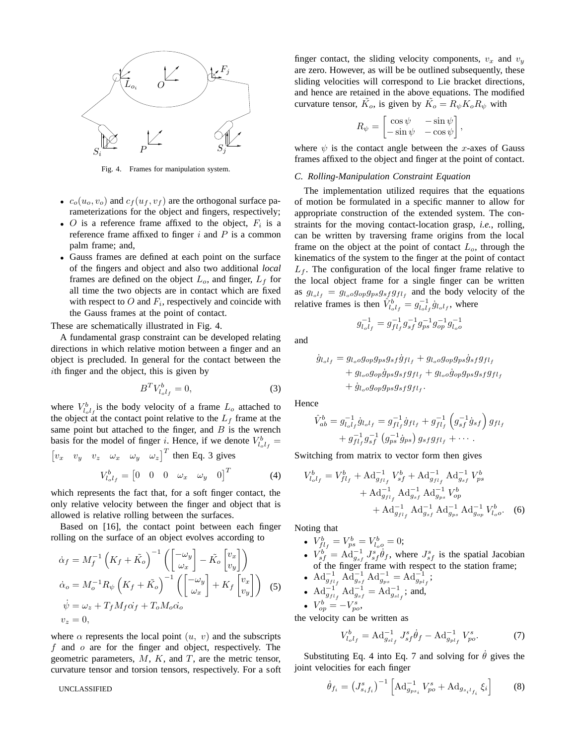Fig. 4. Frames for manipulation system.

- $c_o(u_o, v_o)$ and $c_f(u_f, v_f)$ are the orthogonal surface parameterizations for the object and fingers, respectively;
- $O$ is a reference frame affixed to the object, $F_i$ is a reference frame affixed to finger $i$ and $P$ is a common palm frame; and,
- Gauss frames are defined at each point on the surface of the fingers and object and also two additional *local* frames are defined on the object $L_o$, and finger, $L_f$ for all time the two objects are in contact which are fixed with respect to $O$ and $F_i$, respectively and coincide with the Gauss frames at the point of contact.

These are schematically illustrated in Fig. 4.

A fundamental grasp constraint can be developed relating directions in which relative motion between a finger and an object is precluded. In general for the contact between the $i$th finger and the object, this is given by

$$B^T V^b_{l_o l_f} = 0, \tag{3}$$

where $V^b_{l_o l_f}$ is the body velocity of a frame $L_o$ attached to the object at the contact point relative to the $L_f$ frame at the same point but attached to the finger, and $B$ is the wrench basis for the model of finger $i$. Hence, if we denote $V^b_{l_o l_f} = \begin{bmatrix} v_x & v_y & v_z & \omega_x & \omega_y & \omega_z \end{bmatrix}^T$ then Eq. 3 gives

$$V^b_{l_o l_f} = \begin{bmatrix} 0 & 0 & 0 & \omega_x & \omega_y & 0 \end{bmatrix}^T \tag{4}$$

which represents the fact that, for a soft finger contact, the only relative velocity between the finger and object that is allowed is relative rolling between the surfaces.

Based on [16], the contact point between each finger rolling on the surface of an object evolves according to

$$\begin{aligned}
\dot{\alpha}_f &= M_f^{-1} \left( K_f + \tilde{K_o} \right)^{-1} \left( \begin{bmatrix} -\omega_y \\ \omega_x \end{bmatrix} - \tilde{K_o} \begin{bmatrix} v_x \\ v_y \end{bmatrix} \right) \\
\dot{\alpha}_o &= M_o^{-1} R_\psi \left( K_f + \tilde{K_o} \right)^{-1} \left( \begin{bmatrix} -\omega_y \\ \omega_x \end{bmatrix} + K_f \begin{bmatrix} v_x \\ v_y \end{bmatrix} \right) \\
\dot{\psi} &= \omega_z + T_f M_f \dot{\alpha_f} + T_o M_o \dot{\alpha_o} \\
v_z &= 0,
\end{aligned} \tag{5}$$

where $\alpha$ represents the local point $(u,\ v)$ and the subscripts $f$ and $o$ are for the finger and object, respectively. The geometric parameters, $M$, $K$, and $T$, are the metric tensor, curvature tensor and torsion tensors, respectively. For a soft finger contact, the sliding velocity components, $v_x$ and $v_y$ are zero. However, as will be be outlined subsequently, these sliding velocities will correspond to Lie bracket directions, and hence are retained in the above equations. The modified curvature tensor, $\tilde{K_o}$, is given by $\tilde{K_o} = R_\psi K_o R_\psi$ with

$$R_\psi = \begin{bmatrix} \cos\psi & -\sin\psi \\ -\sin\psi & -\cos\psi \end{bmatrix},$$

where $\psi$ is the contact angle between the $x$-axes of Gauss frames affixed to the object and finger at the point of contact.

### C. Rolling-Manipulation Constraint Equation

The implementation utilized requires that the equations of motion be formulated in a specific manner to allow for appropriate construction of the extended system. The constraints for the moving contact-location grasp, *i.e.*, rolling, can be written by traversing frame origins from the local frame on the object at the point of contact $L_o$, through the kinematics of the system to the finger at the point of contact $L_f$. The configuration of the local finger frame relative to the local object frame for a single finger can be written as $g_{l_o l_f} = g_{l_o o} g_{op} g_{ps} g_{sf} g_{f l_f}$ and the body velocity of the relative frames is then $\hat{V}^b_{l_o l_f} = g^{-1}_{l_o l_f} \dot{g}_{l_o l_f}$, where

$$g^{-1}_{l_o l_f} = g^{-1}_{f l_f} g^{-1}_{sf} g^{-1}_{ps} g^{-1}_{op} g^{-1}_{l_o o}$$

and

$$\begin{aligned}
\dot{g}_{l_o l_f} &= g_{l_o o} g_{op} g_{ps} g_{sf} \dot{g}_{f l_f} + g_{l_o o} g_{op} g_{ps} \dot{g}_{sf} g_{f l_f} \\
&\quad + g_{l_o o} g_{op} \dot{g}_{ps} g_{sf} g_{f l_f} + g_{l_o o} \dot{g}_{op} g_{ps} g_{sf} g_{f l_f} \\
&\quad + \dot{g}_{l_o o} g_{op} g_{ps} g_{sf} g_{f l_f}.
\end{aligned}$$

Hence

$$\begin{aligned}
\hat{V}^b_{ab} &= g^{-1}_{l_o l_f} \dot{g}_{l_o l_f} = g^{-1}_{f l_f} \dot{g}_{f l_f} + g^{-1}_{f l_f} \left( g^{-1}_{sf} \dot{g}_{sf} \right) g_{f l_f} \\
&\quad + g^{-1}_{f l_f} g^{-1}_{sf} \left( g^{-1}_{ps} \dot{g}_{ps} \right) g_{sf} g_{f l_f} + \cdots .
\end{aligned}$$

Switching from matrix to vector form then gives

$$\begin{aligned}
V^b_{l_o l_f} &= V^b_{f l_f} + \mathrm{Ad}^{-1}_{g_{f l_f}} V^b_{sf} + \mathrm{Ad}^{-1}_{g_{f l_f}} \mathrm{Ad}^{-1}_{g_{sf}} V^b_{ps} \\
&\quad + \mathrm{Ad}^{-1}_{g_{f l_f}} \mathrm{Ad}^{-1}_{g_{sf}} \mathrm{Ad}^{-1}_{g_{ps}} V^b_{op} \\
&\quad + \mathrm{Ad}^{-1}_{g_{f l_f}} \mathrm{Ad}^{-1}_{g_{sf}} \mathrm{Ad}^{-1}_{g_{ps}} \mathrm{Ad}^{-1}_{g_{op}} V^b_{l_o o}.
\end{aligned} \tag{6}$$

Noting that

- $V^b_{f l_f} = V^b_{ps} = V^b_{l_o o} = 0$;
- $V^b_{sf} = \mathrm{Ad}^{-1}_{g_{sf}} J^s_{sf} \dot{\theta}_f$, where $J^s_{sf}$ is the spatial Jacobian of the finger frame with respect to the station frame;
- $\mathrm{Ad}^{-1}_{g_{f l_f}} \mathrm{Ad}^{-1}_{g_{sf}} \mathrm{Ad}^{-1}_{g_{ps}} = \mathrm{Ad}^{-1}_{g_{p l_f}}$;
- $\mathrm{Ad}^{-1}_{g_{f l_f}} \mathrm{Ad}^{-1}_{g_{sf}} = \mathrm{Ad}^{-1}_{g_{s l_f}}$; and,
- $V^b_{op} = -V^s_{po}$,

the velocity can be written as

$$V^b_{l_o l_f} = \mathrm{Ad}^{-1}_{g_{s l_f}} J^s_{sf} \dot{\theta}_f - \mathrm{Ad}^{-1}_{g_{p l_f}} V^s_{po}. \tag{7}$$

Substituting Eq. 4 into Eq. 7 and solving for $\dot{\theta}$ gives the joint velocities for each finger

$$\dot{\theta}_{f_i} = \left( J^s_{s_i f_i} \right)^{-1} \left[ \mathrm{Ad}^{-1}_{g_{ps_i}} V^s_{po} + \mathrm{Ad}_{g_{s_i l_{f_i}}} \xi_i \right] \tag{8}$$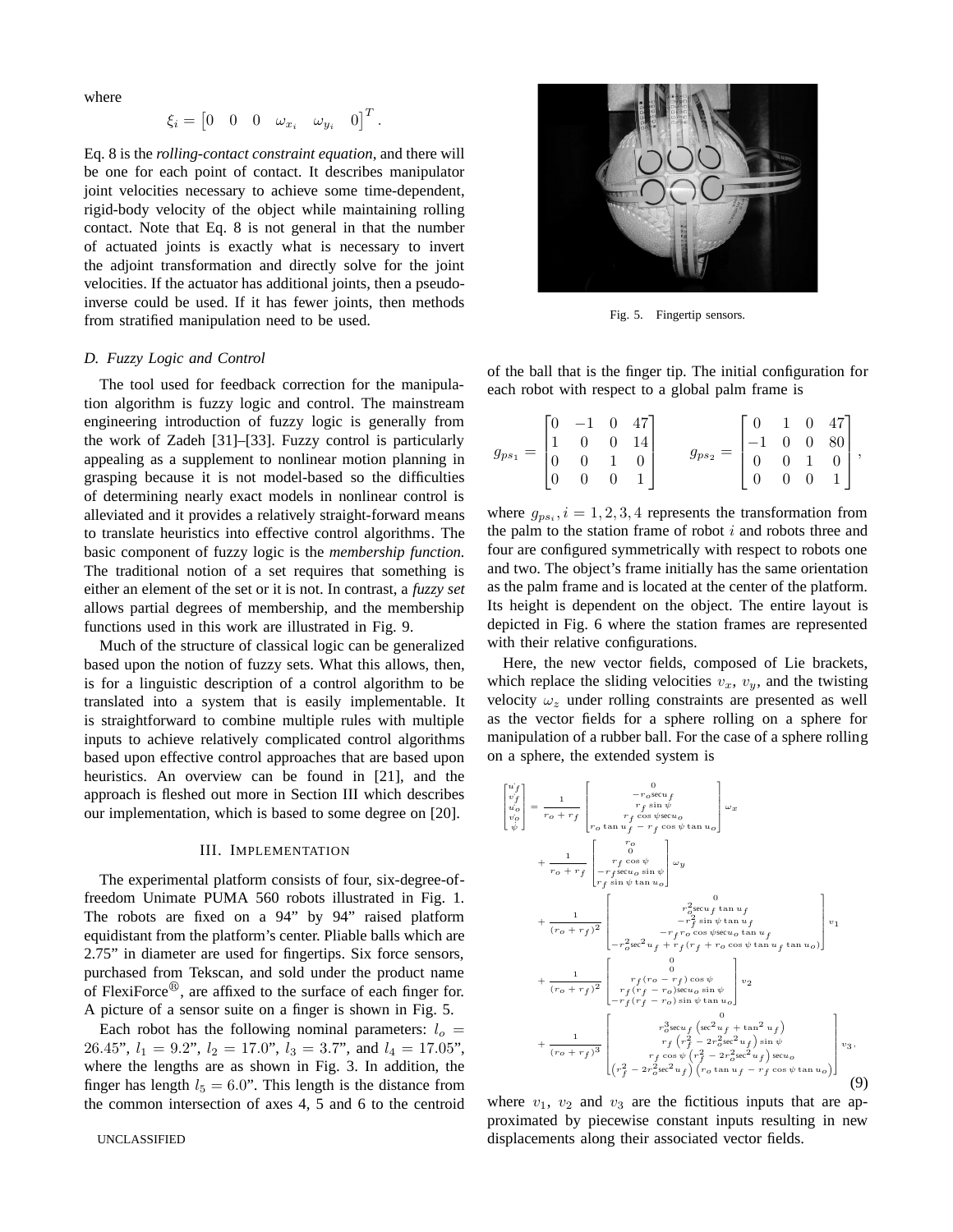where

$$\xi_i = \begin{bmatrix} 0 & 0 & 0 & \omega_{x_i} & \omega_{y_i} & 0 \end{bmatrix}^T.$$

Eq. 8 is the *rolling-contact constraint equation*, and there will be one for each point of contact. It describes manipulator joint velocities necessary to achieve some time-dependent, rigid-body velocity of the object while maintaining rolling contact. Note that Eq. 8 is not general in that the number of actuated joints is exactly what is necessary to invert the adjoint transformation and directly solve for the joint velocities. If the actuator has additional joints, then a pseudo-inverse could be used. If it has fewer joints, then methods from stratified manipulation need to be used.

### D. Fuzzy Logic and Control

The tool used for feedback correction for the manipulation algorithm is fuzzy logic and control. The mainstream engineering introduction of fuzzy logic is generally from the work of Zadeh [31]–[33]. Fuzzy control is particularly appealing as a supplement to nonlinear motion planning in grasping because it is not model-based so the difficulties of determining nearly exact models in nonlinear control is alleviated and it provides a relatively straight-forward means to translate heuristics into effective control algorithms. The basic component of fuzzy logic is the *membership function.* The traditional notion of a set requires that something is either an element of the set or it is not. In contrast, a *fuzzy set* allows partial degrees of membership, and the membership functions used in this work are illustrated in Fig. 9.

Much of the structure of classical logic can be generalized based upon the notion of fuzzy sets. What this allows, then, is for a linguistic description of a control algorithm to be translated into a system that is easily implementable. It is straightforward to combine multiple rules with multiple inputs to achieve relatively complicated control algorithms based upon effective control approaches that are based upon heuristics. An overview can be found in [21], and the approach is fleshed out more in Section III which describes our implementation, which is based to some degree on [20].

## III. Implementation

The experimental platform consists of four, six-degree-of-freedom Unimate PUMA 560 robots illustrated in Fig. 1. The robots are fixed on a 94" by 94" raised platform equidistant from the platform's center. Pliable balls which are 2.75" in diameter are used for fingertips. Six force sensors, purchased from Tekscan, and sold under the product name of FlexiForce®, are affixed to the surface of each finger for. A picture of a sensor suite on a finger is shown in Fig. 5.

Each robot has the following nominal parameters: $l_o = 26.45$", $l_1 = 9.2$", $l_2 = 17.0$", $l_3 = 3.7$", and $l_4 = 17.05$", where the lengths are as shown in Fig. 3. In addition, the finger has length $l_5 = 6.0$". This length is the distance from the common intersection of axes 4, 5 and 6 to the centroid of the ball that is the finger tip. The initial configuration for each robot with respect to a global palm frame is

Fig. 5. Fingertip sensors.

$$g_{ps_1} = \begin{bmatrix} 0 & -1 & 0 & 47 \\ 1 & 0 & 0 & 14 \\ 0 & 0 & 1 & 0 \\ 0 & 0 & 0 & 1 \end{bmatrix} \qquad g_{ps_2} = \begin{bmatrix} 0 & 1 & 0 & 47 \\ -1 & 0 & 0 & 80 \\ 0 & 0 & 1 & 0 \\ 0 & 0 & 0 & 1 \end{bmatrix},$$

where $g_{ps_i}, i = 1, 2, 3, 4$ represents the transformation from the palm to the station frame of robot $i$ and robots three and four are configured symmetrically with respect to robots one and two. The object's frame initially has the same orientation as the palm frame and is located at the center of the platform. Its height is dependent on the object. The entire layout is depicted in Fig. 6 where the station frames are represented with their relative configurations.

Here, the new vector fields, composed of Lie brackets, which replace the sliding velocities $v_x$, $v_y$, and the twisting velocity $\omega_z$ under rolling constraints are presented as well as the vector fields for a sphere rolling on a sphere for manipulation of a rubber ball. For the case of a sphere rolling on a sphere, the extended system is

$$\begin{aligned}
\begin{bmatrix} \dot{u}_f \\ \dot{v}_f \\ \dot{u}_o \\ \dot{v}_o \\ \dot{\psi} \end{bmatrix} &= \frac{1}{r_o + r_f} \begin{bmatrix} 0 \\ -r_o \sec u_f \\ r_f \sin\psi \\ r_f \cos\psi \sec u_o \\ r_o \tan u_f - r_f \cos\psi \tan u_o \end{bmatrix} \omega_x \\
&+ \frac{1}{r_o + r_f} \begin{bmatrix} r_o \\ 0 \\ r_f \cos\psi \\ -r_f \sec u_o \sin\psi \\ r_f \sin\psi \tan u_o \end{bmatrix} \omega_y \\
&+ \frac{1}{(r_o + r_f)^2} \begin{bmatrix} 0 \\ r_o^2 \sec u_f \tan u_f \\ -r_f^2 \sin\psi \tan u_f \\ -r_f r_o \cos\psi \sec u_o \tan u_f \\ -r_o^2 \sec^2 u_f + r_f(r_f + r_o \cos\psi \tan u_f \tan u_o) \end{bmatrix} v_1 \\
&+ \frac{1}{(r_o + r_f)^2} \begin{bmatrix} 0 \\ 0 \\ r_f(r_o - r_f)\cos\psi \\ r_f(r_f - r_o)\sec u_o \sin\psi \\ -r_f(r_f - r_o)\sin\psi \tan u_o \end{bmatrix} v_2 \\
&+ \frac{1}{(r_o + r_f)^3} \begin{bmatrix} 0 \\ r_o^3 \sec u_f \left(\sec^2 u_f + \tan^2 u_f\right) \\ r_f \left(r_f^2 - 2r_o^2 \sec^2 u_f\right) \sin\psi \\ r_f \cos\psi \left(r_f^2 - 2r_o^2 \sec^2 u_f\right) \sec u_o \\ \left(r_f^2 - 2r_o^2 \sec^2 u_f\right)\left(r_o \tan u_f - r_f \cos\psi \tan u_o\right) \end{bmatrix} v_3,
\end{aligned} \tag{9}$$

where $v_1$, $v_2$ and $v_3$ are the fictitious inputs that are approximated by piecewise constant inputs resulting in new displacements along their associated vector fields.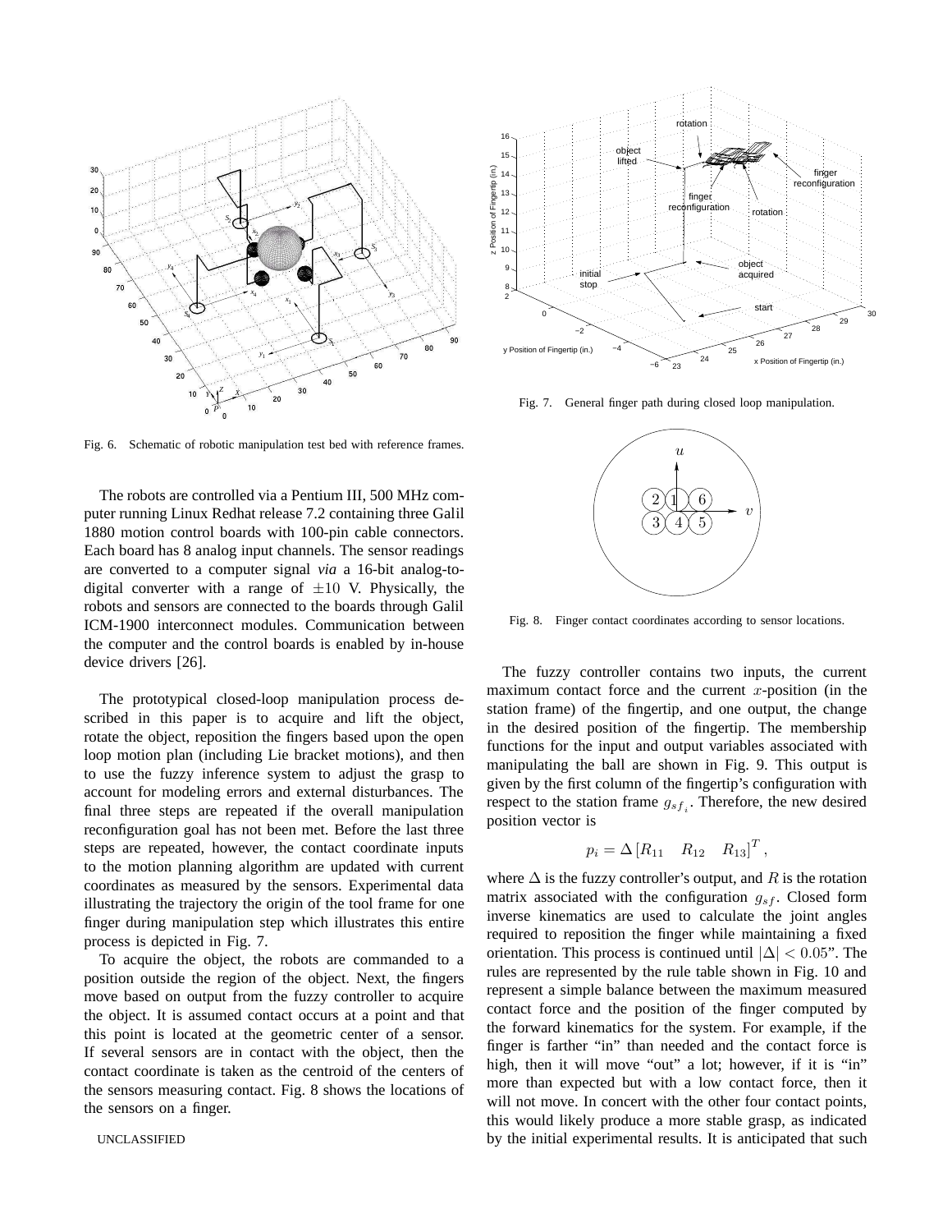Fig. 6. Schematic of robotic manipulation test bed with reference frames.

Fig. 7. General finger path during closed loop manipulation.

Fig. 8. Finger contact coordinates according to sensor locations.

The robots are controlled via a Pentium III, 500 MHz computer running Linux Redhat release 7.2 containing three Galil 1880 motion control boards with 100-pin cable connectors. Each board has 8 analog input channels. The sensor readings are converted to a computer signal *via* a 16-bit analog-to-digital converter with a range of $\pm 10$ V. Physically, the robots and sensors are connected to the boards through Galil ICM-1900 interconnect modules. Communication between the computer and the control boards is enabled by in-house device drivers [26].

The prototypical closed-loop manipulation process described in this paper is to acquire and lift the object, rotate the object, reposition the fingers based upon the open loop motion plan (including Lie bracket motions), and then to use the fuzzy inference system to adjust the grasp to account for modeling errors and external disturbances. The final three steps are repeated if the overall manipulation reconfiguration goal has not been met. Before the last three steps are repeated, however, the contact coordinate inputs to the motion planning algorithm are updated with current coordinates as measured by the sensors. Experimental data illustrating the trajectory the origin of the tool frame for one finger during manipulation step which illustrates this entire process is depicted in Fig. 7.

To acquire the object, the robots are commanded to a position outside the region of the object. Next, the fingers move based on output from the fuzzy controller to acquire the object. It is assumed contact occurs at a point and that this point is located at the geometric center of a sensor. If several sensors are in contact with the object, then the contact coordinate is taken as the centroid of the centers of the sensors measuring contact. Fig. 8 shows the locations of the sensors on a finger.

The fuzzy controller contains two inputs, the current maximum contact force and the current $x$-position (in the station frame) of the fingertip, and one output, the change in the desired position of the fingertip. The membership functions for the input and output variables associated with manipulating the ball are shown in Fig. 9. This output is given by the first column of the fingertip's configuration with respect to the station frame $g_{sf_i}$. Therefore, the new desired position vector is

$$p_i = \Delta \left[ R_{11} \quad R_{12} \quad R_{13} \right]^T,$$

where $\Delta$ is the fuzzy controller's output, and $R$ is the rotation matrix associated with the configuration $g_{sf}$. Closed form inverse kinematics are used to calculate the joint angles required to reposition the finger while maintaining a fixed orientation. This process is continued until $|\Delta| < 0.05$". The rules are represented by the rule table shown in Fig. 10 and represent a simple balance between the maximum measured contact force and the position of the finger computed by the forward kinematics for the system. For example, if the finger is farther "in" than needed and the contact force is high, then it will move "out" a lot; however, if it is "in" more than expected but with a low contact force, then it will not move. In concert with the other four contact points, this would likely produce a more stable grasp, as indicated by the initial experimental results. It is anticipated that such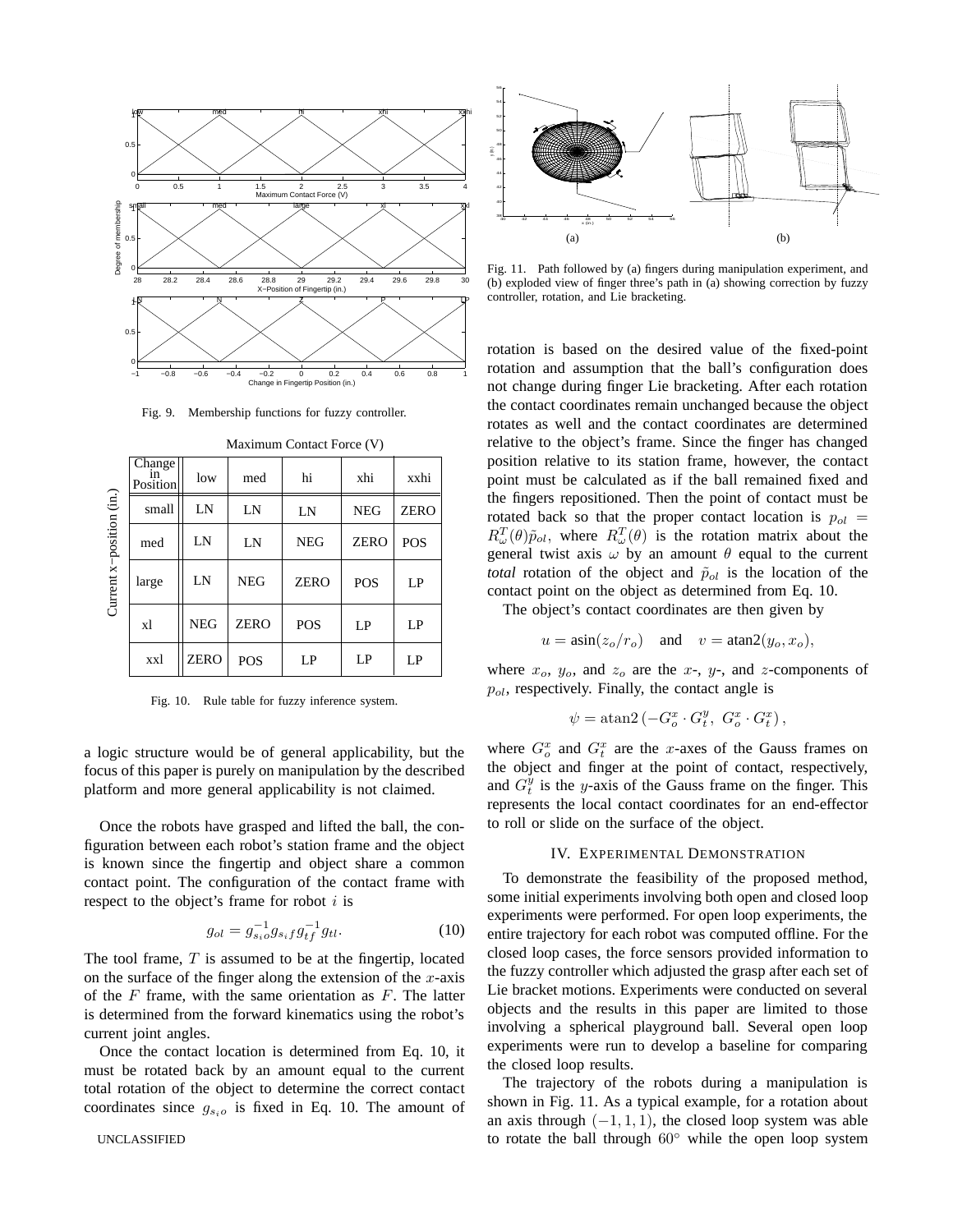Fig. 9. Membership functions for fuzzy controller.

Maximum Contact Force (V)

| Current x–position (in.) / Change in Position | low | med | hi | xhi | xxhi |
|---|---|---|---|---|---|
| small | LN | LN | LN | NEG | ZERO |
| med | LN | LN | NEG | ZERO | POS |
| large | LN | NEG | ZERO | POS | LP |
| xl | NEG | ZERO | POS | LP | LP |
| xxl | ZERO | POS | LP | LP | LP |

Fig. 10. Rule table for fuzzy inference system.

a logic structure would be of general applicability, but the focus of this paper is purely on manipulation by the described platform and more general applicability is not claimed.

Once the robots have grasped and lifted the ball, the configuration between each robot's station frame and the object is known since the fingertip and object share a common contact point. The configuration of the contact frame with respect to the object's frame for robot $i$ is

$$g_{ol} = g_{s_io}^{-1} g_{s_if} g_{tf}^{-1} g_{tl}. \tag{10}$$

The tool frame, $T$ is assumed to be at the fingertip, located on the surface of the finger along the extension of the $x$-axis of the $F$ frame, with the same orientation as $F$. The latter is determined from the forward kinematics using the robot's current joint angles.

Once the contact location is determined from Eq. 10, it must be rotated back by an amount equal to the current total rotation of the object to determine the correct contact coordinates since $g_{s_io}$ is fixed in Eq. 10. The amount of rotation is based on the desired value of the fixed-point rotation and assumption that the ball's configuration does not change during finger Lie bracketing. After each rotation the contact coordinates remain unchanged because the object rotates as well and the contact coordinates are determined relative to the object's frame. Since the finger has changed position relative to its station frame, however, the contact point must be calculated as if the ball remained fixed and the fingers repositioned. Then the point of contact must be rotated back so that the proper contact location is $p_{ol} = R_\omega^T(\theta)\tilde{p}_{ol}$, where $R_\omega^T(\theta)$ is the rotation matrix about the general twist axis $\omega$ by an amount $\theta$ equal to the current *total* rotation of the object and $\tilde{p}_{ol}$ is the location of the contact point on the object as determined from Eq. 10.

Fig. 11. Path followed by (a) fingers during manipulation experiment, and (b) exploded view of finger three's path in (a) showing correction by fuzzy controller, rotation, and Lie bracketing.

The object's contact coordinates are then given by

$$u = \text{asin}(z_o/r_o) \quad \text{and} \quad v = \text{atan2}(y_o, x_o),$$

where $x_o$, $y_o$, and $z_o$ are the $x$-, $y$-, and $z$-components of $p_{ol}$, respectively. Finally, the contact angle is

$$\psi = \text{atan2}\left(-G_o^x \cdot G_t^y,\ G_o^x \cdot G_t^x\right),$$

where $G_o^x$ and $G_t^x$ are the $x$-axes of the Gauss frames on the object and finger at the point of contact, respectively, and $G_t^y$ is the $y$-axis of the Gauss frame on the finger. This represents the local contact coordinates for an end-effector to roll or slide on the surface of the object.

## IV. Experimental Demonstration

To demonstrate the feasibility of the proposed method, some initial experiments involving both open and closed loop experiments were performed. For open loop experiments, the entire trajectory for each robot was computed offline. For the closed loop cases, the force sensors provided information to the fuzzy controller which adjusted the grasp after each set of Lie bracket motions. Experiments were conducted on several objects and the results in this paper are limited to those involving a spherical playground ball. Several open loop experiments were run to develop a baseline for comparing the closed loop results.

The trajectory of the robots during a manipulation is shown in Fig. 11. As a typical example, for a rotation about an axis through $(-1, 1, 1)$, the closed loop system was able to rotate the ball through $60^\circ$ while the open loop system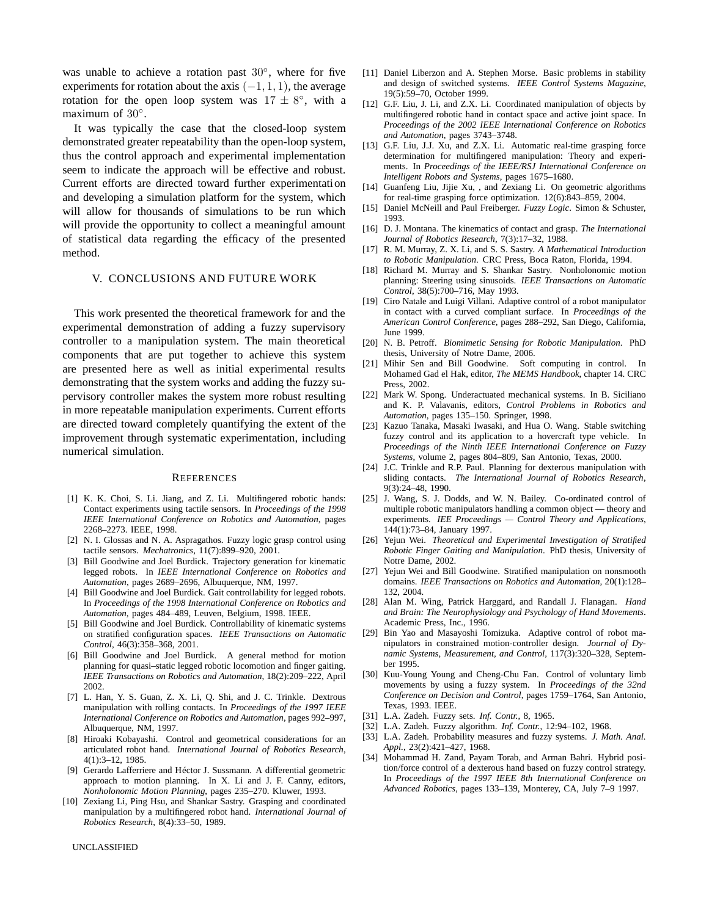was unable to achieve a rotation past $30^\circ$, where for five experiments for rotation about the axis $(-1, 1, 1)$, the average rotation for the open loop system was $17 \pm 8^\circ$, with a maximum of $30^\circ$.

It was typically the case that the closed-loop system demonstrated greater repeatability than the open-loop system, thus the control approach and experimental implementation seem to indicate the approach will be effective and robust. Current efforts are directed toward further experimentation and developing a simulation platform for the system, which will allow for thousands of simulations to be run which will provide the opportunity to collect a meaningful amount of statistical data regarding the efficacy of the presented method.

## V. CONCLUSIONS AND FUTURE WORK

This work presented the theoretical framework for and the experimental demonstration of adding a fuzzy supervisory controller to a manipulation system. The main theoretical components that are put together to achieve this system are presented here as well as initial experimental results demonstrating that the system works and adding the fuzzy supervisory controller makes the system more robust resulting in more repeatable manipulation experiments. Current efforts are directed toward completely quantifying the extent of the improvement through systematic experimentation, including numerical simulation.

## REFERENCES

[1] K. K. Choi, S. Li. Jiang, and Z. Li. Multifingered robotic hands: Contact experiments using tactile sensors. In *Proceedings of the 1998 IEEE International Conference on Robotics and Automation*, pages 2268–2273. IEEE, 1998.

[2] N. I. Glossas and N. A. Aspragathos. Fuzzy logic grasp control using tactile sensors. *Mechatronics*, 11(7):899–920, 2001.

[3] Bill Goodwine and Joel Burdick. Trajectory generation for kinematic legged robots. In *IEEE International Conference on Robotics and Automation*, pages 2689–2696, Albuquerque, NM, 1997.

[4] Bill Goodwine and Joel Burdick. Gait controllability for legged robots. In *Proceedings of the 1998 International Conference on Robotics and Automation*, pages 484–489, Leuven, Belgium, 1998. IEEE.

[5] Bill Goodwine and Joel Burdick. Controllability of kinematic systems on stratified configuration spaces. *IEEE Transactions on Automatic Control*, 46(3):358–368, 2001.

[6] Bill Goodwine and Joel Burdick. A general method for motion planning for quasi–static legged robotic locomotion and finger gaiting. *IEEE Transactions on Robotics and Automation*, 18(2):209–222, April 2002.

[7] L. Han, Y. S. Guan, Z. X. Li, Q. Shi, and J. C. Trinkle. Dextrous manipulation with rolling contacts. In *Proceedings of the 1997 IEEE International Conference on Robotics and Automation*, pages 992–997, Albuquerque, NM, 1997.

[8] Hiroaki Kobayashi. Control and geometrical considerations for an articulated robot hand. *International Journal of Robotics Research*, 4(1):3–12, 1985.

[9] Gerardo Lafferriere and Héctor J. Sussmann. A differential geometric approach to motion planning. In X. Li and J. F. Canny, editors, *Nonholonomic Motion Planning*, pages 235–270. Kluwer, 1993.

[10] Zexiang Li, Ping Hsu, and Shankar Sastry. Grasping and coordinated manipulation by a multifingered robot hand. *International Journal of Robotics Research*, 8(4):33–50, 1989.

[11] Daniel Liberzon and A. Stephen Morse. Basic problems in stability and design of switched systems. *IEEE Control Systems Magazine*, 19(5):59–70, October 1999.

[12] G.F. Liu, J. Li, and Z.X. Li. Coordinated manipulation of objects by multifingered robotic hand in contact space and active joint space. In *Proceedings of the 2002 IEEE International Conference on Robotics and Automation*, pages 3743–3748.

[13] G.F. Liu, J.J. Xu, and Z.X. Li. Automatic real-time grasping force determination for multifingered manipulation: Theory and experiments. In *Proceedings of the IEEE/RSJ International Conference on Intelligent Robots and Systems*, pages 1675–1680.

[14] Guanfeng Liu, Jijie Xu, , and Zexiang Li. On geometric algorithms for real-time grasping force optimization. 12(6):843–859, 2004.

[15] Daniel McNeill and Paul Freiberger. *Fuzzy Logic*. Simon & Schuster, 1993.

[16] D. J. Montana. The kinematics of contact and grasp. *The International Journal of Robotics Research*, 7(3):17–32, 1988.

[17] R. M. Murray, Z. X. Li, and S. S. Sastry. *A Mathematical Introduction to Robotic Manipulation*. CRC Press, Boca Raton, Florida, 1994.

[18] Richard M. Murray and S. Shankar Sastry. Nonholonomic motion planning: Steering using sinusoids. *IEEE Transactions on Automatic Control*, 38(5):700–716, May 1993.

[19] Ciro Natale and Luigi Villani. Adaptive control of a robot manipulator in contact with a curved compliant surface. In *Proceedings of the American Control Conference*, pages 288–292, San Diego, California, June 1999.

[20] N. B. Petroff. *Biomimetic Sensing for Robotic Manipulation*. PhD thesis, University of Notre Dame, 2006.

[21] Mihir Sen and Bill Goodwine. Soft computing in control. In Mohamed Gad el Hak, editor, *The MEMS Handbook*, chapter 14. CRC Press, 2002.

[22] Mark W. Spong. Underactuated mechanical systems. In B. Siciliano and K. P. Valavanis, editors, *Control Problems in Robotics and Automation*, pages 135–150. Springer, 1998.

[23] Kazuo Tanaka, Masaki Iwasaki, and Hua O. Wang. Stable switching fuzzy control and its application to a hovercraft type vehicle. In *Proceedings of the Ninth IEEE International Conference on Fuzzy Systems*, volume 2, pages 804–809, San Antonio, Texas, 2000.

[24] J.C. Trinkle and R.P. Paul. Planning for dexterous manipulation with sliding contacts. *The International Journal of Robotics Research*, 9(3):24–48, 1990.

[25] J. Wang, S. J. Dodds, and W. N. Bailey. Co-ordinated control of multiple robotic manipulators handling a common object — theory and experiments. *IEE Proceedings — Control Theory and Applications*, 144(1):73–84, January 1997.

[26] Yejun Wei. *Theoretical and Experimental Investigation of Stratified Robotic Finger Gaiting and Manipulation*. PhD thesis, University of Notre Dame, 2002.

[27] Yejun Wei and Bill Goodwine. Stratified manipulation on nonsmooth domains. *IEEE Transactions on Robotics and Automation*, 20(1):128–132, 2004.

[28] Alan M. Wing, Patrick Harggard, and Randall J. Flanagan. *Hand and Brain: The Neurophysiology and Psychology of Hand Movements*. Academic Press, Inc., 1996.

[29] Bin Yao and Masayoshi Tomizuka. Adaptive control of robot manipulators in constrained motion-controller design. *Journal of Dynamic Systems, Measurement, and Control*, 117(3):320–328, September 1995.

[30] Kuu-Young Young and Cheng-Chu Fan. Control of voluntary limb movements by using a fuzzy system. In *Proceedings of the 32nd Conference on Decision and Control*, pages 1759–1764, San Antonio, Texas, 1993. IEEE.

[31] L.A. Zadeh. Fuzzy sets. *Inf. Contr.*, 8, 1965.

[32] L.A. Zadeh. Fuzzy algorithm. *Inf. Contr.*, 12:94–102, 1968.

[33] L.A. Zadeh. Probability measures and fuzzy systems. *J. Math. Anal. Appl.*, 23(2):421–427, 1968.

[34] Mohammad H. Zand, Payam Torab, and Arman Bahri. Hybrid position/force control of a dexterous hand based on fuzzy control strategy. In *Proceedings of the 1997 IEEE 8th International Conference on Advanced Robotics*, pages 133–139, Monterey, CA, July 7–9 1997.

UNCLASSIFIED